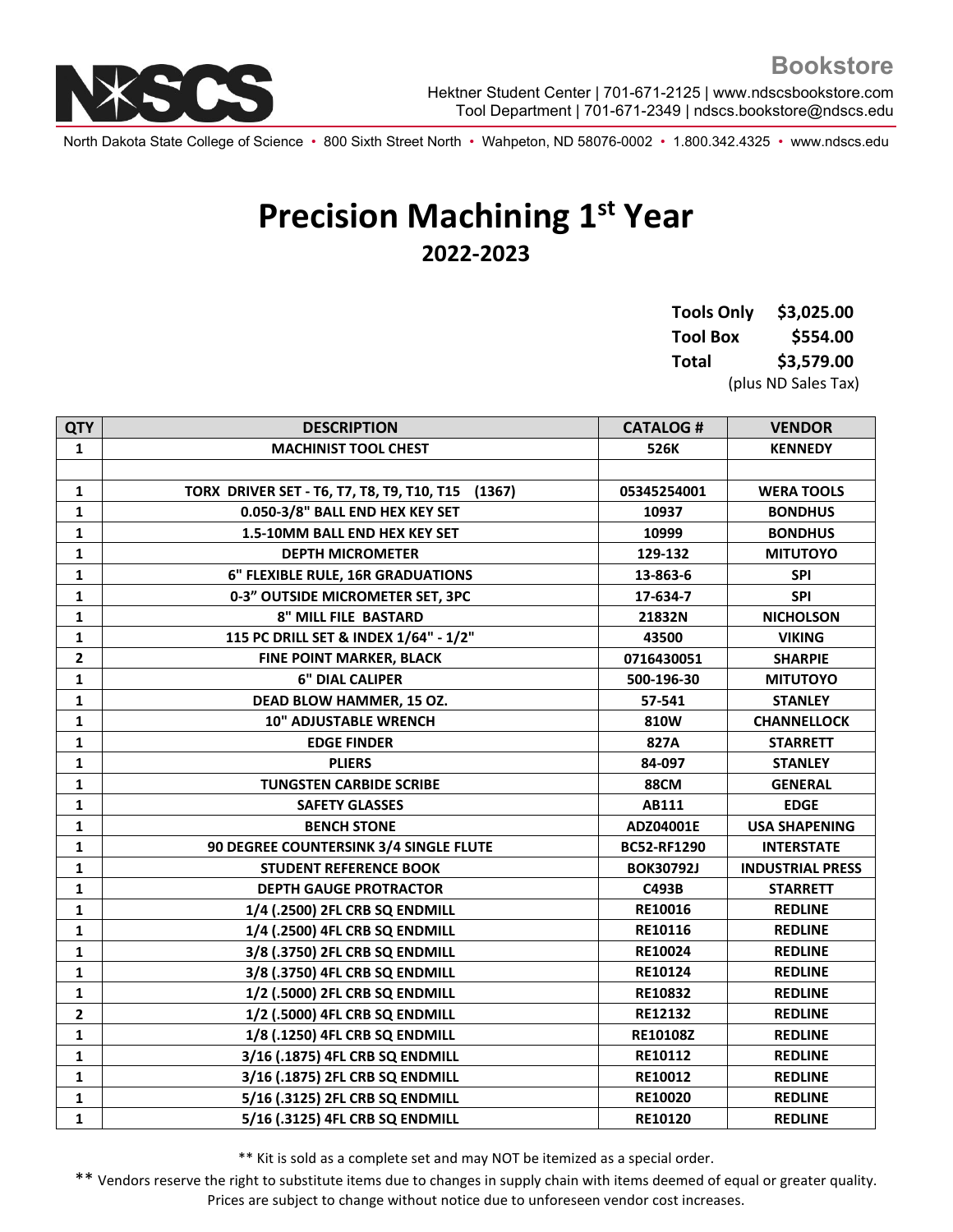**Bookstore**

Hektner Student Center | 701-671-2125 | www.ndscsbookstore.com
Tool Department | 701-671-2349 | ndscs.bookstore@ndscs.edu

North Dakota State College of Science • 800 Sixth Street North • Wahpeton, ND 58076-0002 • 1.800.342.4325 • www.ndscs.edu

# Precision Machining 1st Year

## 2022-2023

| | |
|---|---|
| **Tools Only** | **$3,025.00** |
| **Tool Box** | **$554.00** |
| **Total** | **$3,579.00** |

(plus ND Sales Tax)

| QTY | DESCRIPTION | CATALOG # | VENDOR |
|---|---|---|---|
| 1 | MACHINIST TOOL CHEST | 526K | KENNEDY |
| | | | |
| 1 | TORX DRIVER SET - T6, T7, T8, T9, T10, T15 (1367) | 05345254001 | WERA TOOLS |
| 1 | 0.050-3/8" BALL END HEX KEY SET | 10937 | BONDHUS |
| 1 | 1.5-10MM BALL END HEX KEY SET | 10999 | BONDHUS |
| 1 | DEPTH MICROMETER | 129-132 | MITUTOYO |
| 1 | 6" FLEXIBLE RULE, 16R GRADUATIONS | 13-863-6 | SPI |
| 1 | 0-3" OUTSIDE MICROMETER SET, 3PC | 17-634-7 | SPI |
| 1 | 8" MILL FILE BASTARD | 21832N | NICHOLSON |
| 1 | 115 PC DRILL SET & INDEX 1/64" - 1/2" | 43500 | VIKING |
| 2 | FINE POINT MARKER, BLACK | 0716430051 | SHARPIE |
| 1 | 6" DIAL CALIPER | 500-196-30 | MITUTOYO |
| 1 | DEAD BLOW HAMMER, 15 OZ. | 57-541 | STANLEY |
| 1 | 10" ADJUSTABLE WRENCH | 810W | CHANNELLOCK |
| 1 | EDGE FINDER | 827A | STARRETT |
| 1 | PLIERS | 84-097 | STANLEY |
| 1 | TUNGSTEN CARBIDE SCRIBE | 88CM | GENERAL |
| 1 | SAFETY GLASSES | AB111 | EDGE |
| 1 | BENCH STONE | ADZ04001E | USA SHAPENING |
| 1 | 90 DEGREE COUNTERSINK 3/4 SINGLE FLUTE | BC52-RF1290 | INTERSTATE |
| 1 | STUDENT REFERENCE BOOK | BOK30792J | INDUSTRIAL PRESS |
| 1 | DEPTH GAUGE PROTRACTOR | C493B | STARRETT |
| 1 | 1/4 (.2500) 2FL CRB SQ ENDMILL | RE10016 | REDLINE |
| 1 | 1/4 (.2500) 4FL CRB SQ ENDMILL | RE10116 | REDLINE |
| 1 | 3/8 (.3750) 2FL CRB SQ ENDMILL | RE10024 | REDLINE |
| 1 | 3/8 (.3750) 4FL CRB SQ ENDMILL | RE10124 | REDLINE |
| 1 | 1/2 (.5000) 2FL CRB SQ ENDMILL | RE10832 | REDLINE |
| 2 | 1/2 (.5000) 4FL CRB SQ ENDMILL | RE12132 | REDLINE |
| 1 | 1/8 (.1250) 4FL CRB SQ ENDMILL | RE10108Z | REDLINE |
| 1 | 3/16 (.1875) 4FL CRB SQ ENDMILL | RE10112 | REDLINE |
| 1 | 3/16 (.1875) 2FL CRB SQ ENDMILL | RE10012 | REDLINE |
| 1 | 5/16 (.3125) 2FL CRB SQ ENDMILL | RE10020 | REDLINE |
| 1 | 5/16 (.3125) 4FL CRB SQ ENDMILL | RE10120 | REDLINE |

** Kit is sold as a complete set and may NOT be itemized as a special order.

** Vendors reserve the right to substitute items due to changes in supply chain with items deemed of equal or greater quality. Prices are subject to change without notice due to unforeseen vendor cost increases.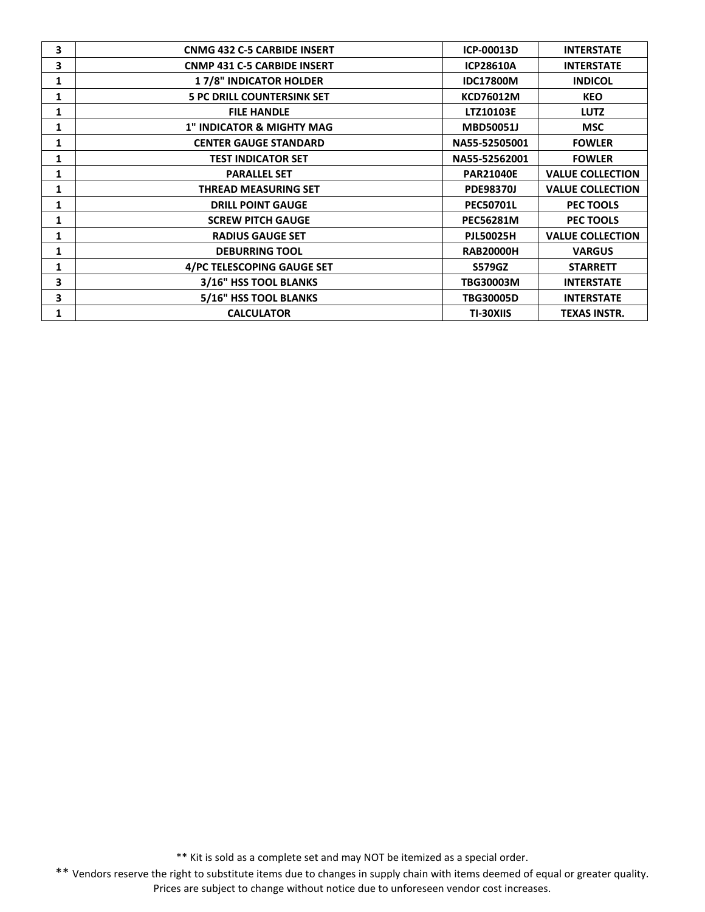| | | | |
|---|---|---|---|
| 3 | CNMG 432 C-5 CARBIDE INSERT | ICP-00013D | INTERSTATE |
| 3 | CNMP 431 C-5 CARBIDE INSERT | ICP28610A | INTERSTATE |
| 1 | 1 7/8" INDICATOR HOLDER | IDC17800M | INDICOL |
| 1 | 5 PC DRILL COUNTERSINK SET | KCD76012M | KEO |
| 1 | FILE HANDLE | LTZ10103E | LUTZ |
| 1 | 1" INDICATOR & MIGHTY MAG | MBD50051J | MSC |
| 1 | CENTER GAUGE STANDARD | NA55-52505001 | FOWLER |
| 1 | TEST INDICATOR SET | NA55-52562001 | FOWLER |
| 1 | PARALLEL SET | PAR21040E | VALUE COLLECTION |
| 1 | THREAD MEASURING SET | PDE98370J | VALUE COLLECTION |
| 1 | DRILL POINT GAUGE | PEC50701L | PEC TOOLS |
| 1 | SCREW PITCH GAUGE | PEC56281M | PEC TOOLS |
| 1 | RADIUS GAUGE SET | PJL50025H | VALUE COLLECTION |
| 1 | DEBURRING TOOL | RAB20000H | VARGUS |
| 1 | 4/PC TELESCOPING GAUGE SET | S579GZ | STARRETT |
| 3 | 3/16" HSS TOOL BLANKS | TBG30003M | INTERSTATE |
| 3 | 5/16" HSS TOOL BLANKS | TBG30005D | INTERSTATE |
| 1 | CALCULATOR | TI-30XIIS | TEXAS INSTR. |

** Kit is sold as a complete set and may NOT be itemized as a special order.

** Vendors reserve the right to substitute items due to changes in supply chain with items deemed of equal or greater quality. Prices are subject to change without notice due to unforeseen vendor cost increases.